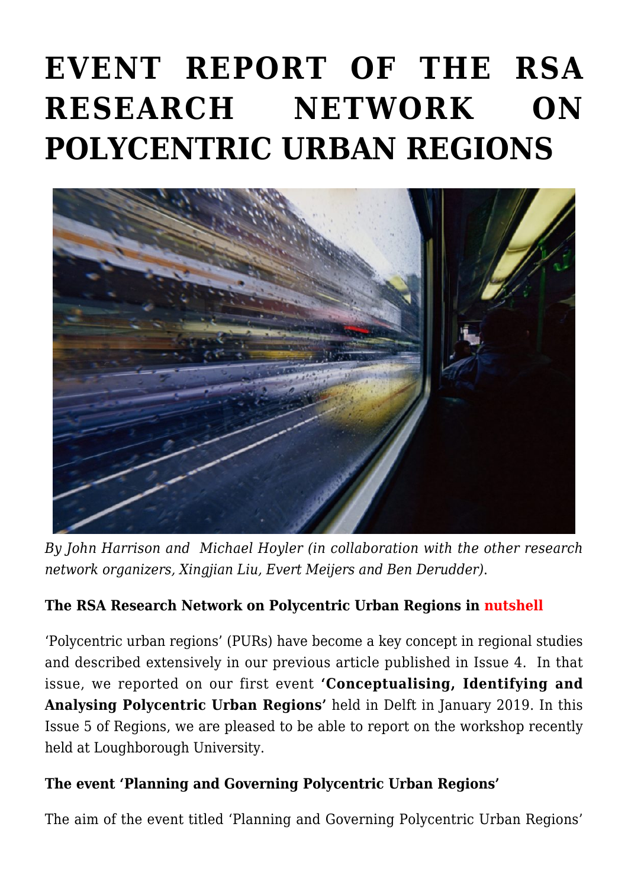# EVENT REPORT OF THE RSA RESEARCH NETWORK ON POLYCENTRIC URBAN REGIONS

*By John Harrison and Michael Hoyler (in collaboration with the other research network organizers, Xingjian Liu, Evert Meijers and Ben Derudder).*

**The RSA Research Network on Polycentric Urban Regions in nutshell**

'Polycentric urban regions' (PURs) have become a key concept in regional studies and described extensively in our previous article published in Issue 4. In that issue, we reported on our first event **'Conceptualising, Identifying and Analysing Polycentric Urban Regions'** held in Delft in January 2019. In this Issue 5 of Regions, we are pleased to be able to report on the workshop recently held at Loughborough University.

**The event 'Planning and Governing Polycentric Urban Regions'**

The aim of the event titled 'Planning and Governing Polycentric Urban Regions'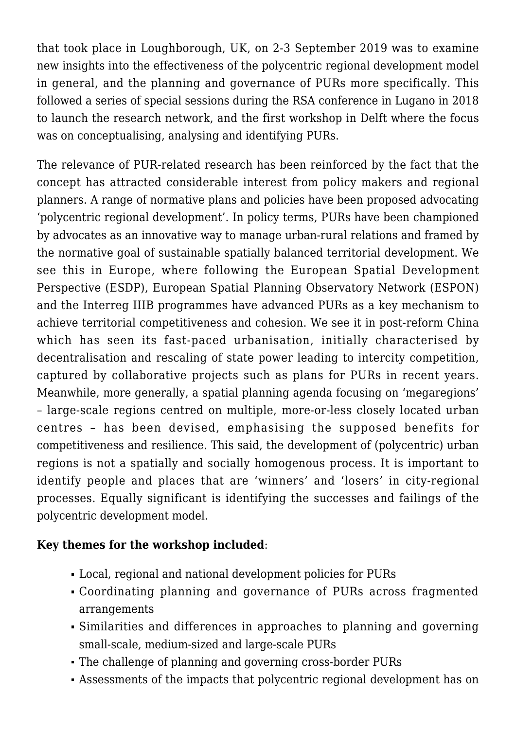that took place in Loughborough, UK, on 2-3 September 2019 was to examine new insights into the effectiveness of the polycentric regional development model in general, and the planning and governance of PURs more specifically. This followed a series of special sessions during the RSA conference in Lugano in 2018 to launch the research network, and the first workshop in Delft where the focus was on conceptualising, analysing and identifying PURs.

The relevance of PUR-related research has been reinforced by the fact that the concept has attracted considerable interest from policy makers and regional planners. A range of normative plans and policies have been proposed advocating 'polycentric regional development'. In policy terms, PURs have been championed by advocates as an innovative way to manage urban-rural relations and framed by the normative goal of sustainable spatially balanced territorial development. We see this in Europe, where following the European Spatial Development Perspective (ESDP), European Spatial Planning Observatory Network (ESPON) and the Interreg IIIB programmes have advanced PURs as a key mechanism to achieve territorial competitiveness and cohesion. We see it in post-reform China which has seen its fast-paced urbanisation, initially characterised by decentralisation and rescaling of state power leading to intercity competition, captured by collaborative projects such as plans for PURs in recent years. Meanwhile, more generally, a spatial planning agenda focusing on 'megaregions' – large-scale regions centred on multiple, more-or-less closely located urban centres – has been devised, emphasising the supposed benefits for competitiveness and resilience. This said, the development of (polycentric) urban regions is not a spatially and socially homogenous process. It is important to identify people and places that are 'winners' and 'losers' in city-regional processes. Equally significant is identifying the successes and failings of the polycentric development model.

**Key themes for the workshop included**:

- Local, regional and national development policies for PURs
- Coordinating planning and governance of PURs across fragmented arrangements
- Similarities and differences in approaches to planning and governing small-scale, medium-sized and large-scale PURs
- The challenge of planning and governing cross-border PURs
- Assessments of the impacts that polycentric regional development has on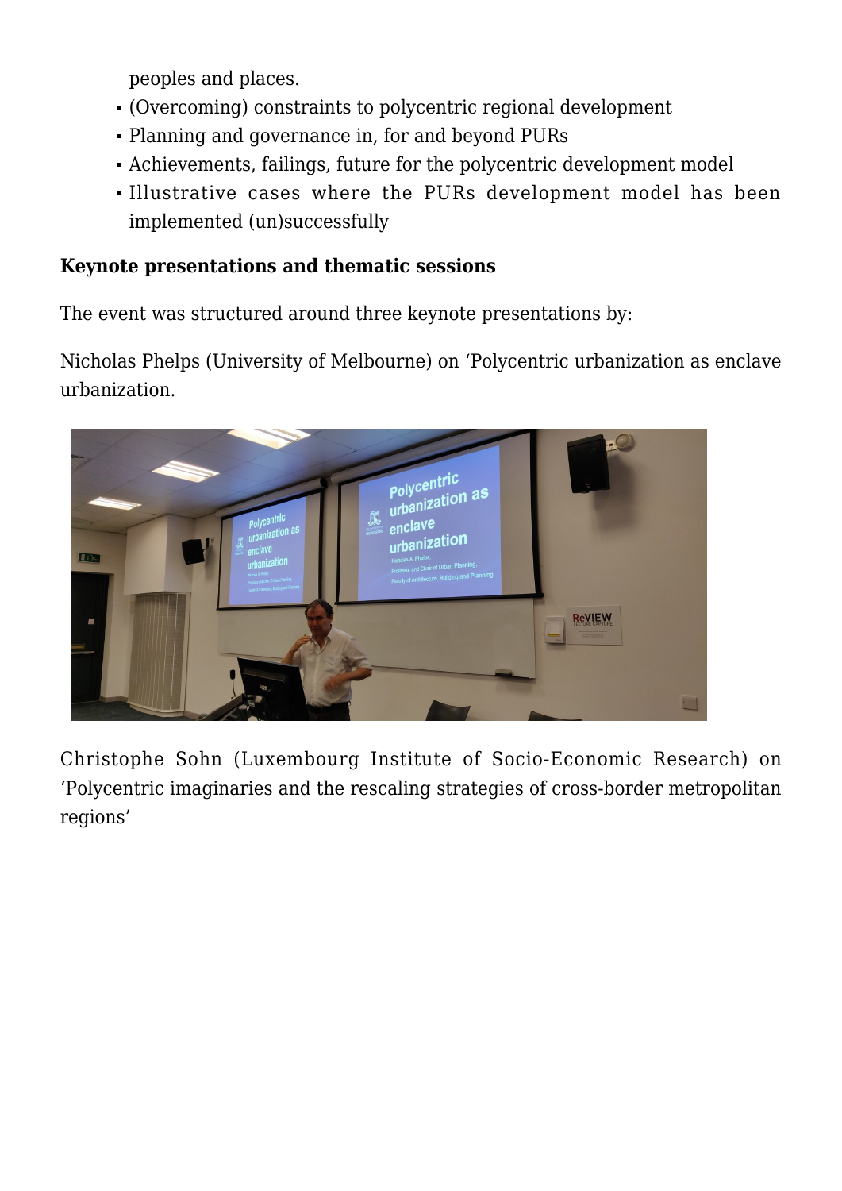peoples and places.

- (Overcoming) constraints to polycentric regional development
- Planning and governance in, for and beyond PURs
- Achievements, failings, future for the polycentric development model
- Illustrative cases where the PURs development model has been implemented (un)successfully

**Keynote presentations and thematic sessions**

The event was structured around three keynote presentations by:

Nicholas Phelps (University of Melbourne) on 'Polycentric urbanization as enclave urbanization.

Christophe Sohn (Luxembourg Institute of Socio-Economic Research) on 'Polycentric imaginaries and the rescaling strategies of cross-border metropolitan regions'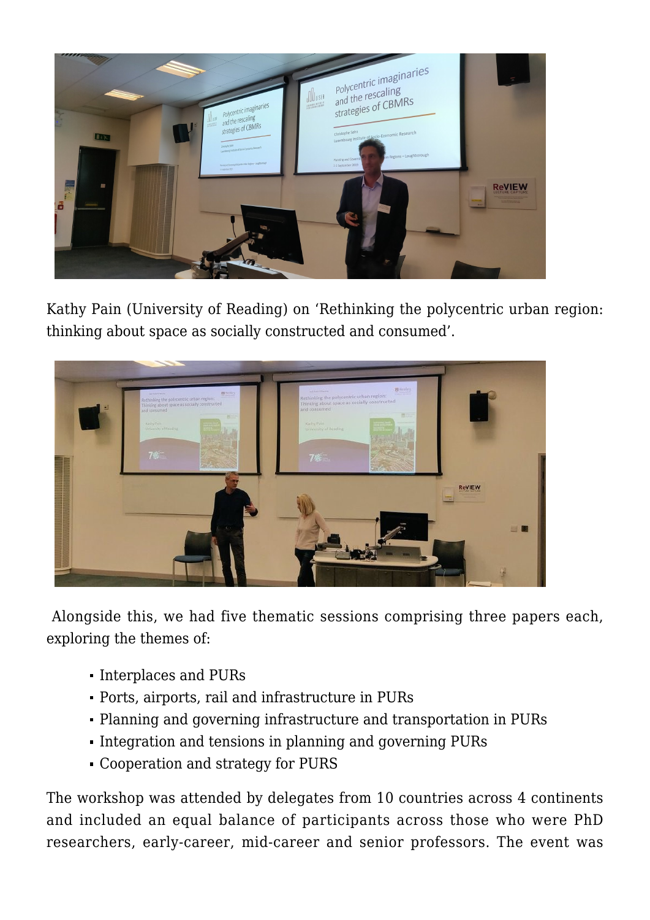Kathy Pain (University of Reading) on 'Rethinking the polycentric urban region: thinking about space as socially constructed and consumed'.

Alongside this, we had five thematic sessions comprising three papers each, exploring the themes of:

- Interplaces and PURs
- Ports, airports, rail and infrastructure in PURs
- Planning and governing infrastructure and transportation in PURs
- Integration and tensions in planning and governing PURs
- Cooperation and strategy for PURS

The workshop was attended by delegates from 10 countries across 4 continents and included an equal balance of participants across those who were PhD researchers, early-career, mid-career and senior professors. The event was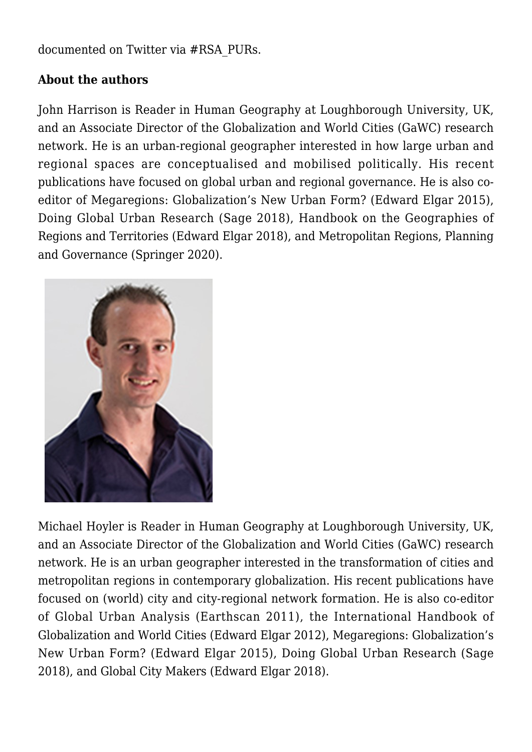documented on Twitter via #RSA_PURs.

**About the authors**

John Harrison is Reader in Human Geography at Loughborough University, UK, and an Associate Director of the Globalization and World Cities (GaWC) research network. He is an urban-regional geographer interested in how large urban and regional spaces are conceptualised and mobilised politically. His recent publications have focused on global urban and regional governance. He is also co-editor of Megaregions: Globalization's New Urban Form? (Edward Elgar 2015), Doing Global Urban Research (Sage 2018), Handbook on the Geographies of Regions and Territories (Edward Elgar 2018), and Metropolitan Regions, Planning and Governance (Springer 2020).

Michael Hoyler is Reader in Human Geography at Loughborough University, UK, and an Associate Director of the Globalization and World Cities (GaWC) research network. He is an urban geographer interested in the transformation of cities and metropolitan regions in contemporary globalization. His recent publications have focused on (world) city and city-regional network formation. He is also co-editor of Global Urban Analysis (Earthscan 2011), the International Handbook of Globalization and World Cities (Edward Elgar 2012), Megaregions: Globalization's New Urban Form? (Edward Elgar 2015), Doing Global Urban Research (Sage 2018), and Global City Makers (Edward Elgar 2018).